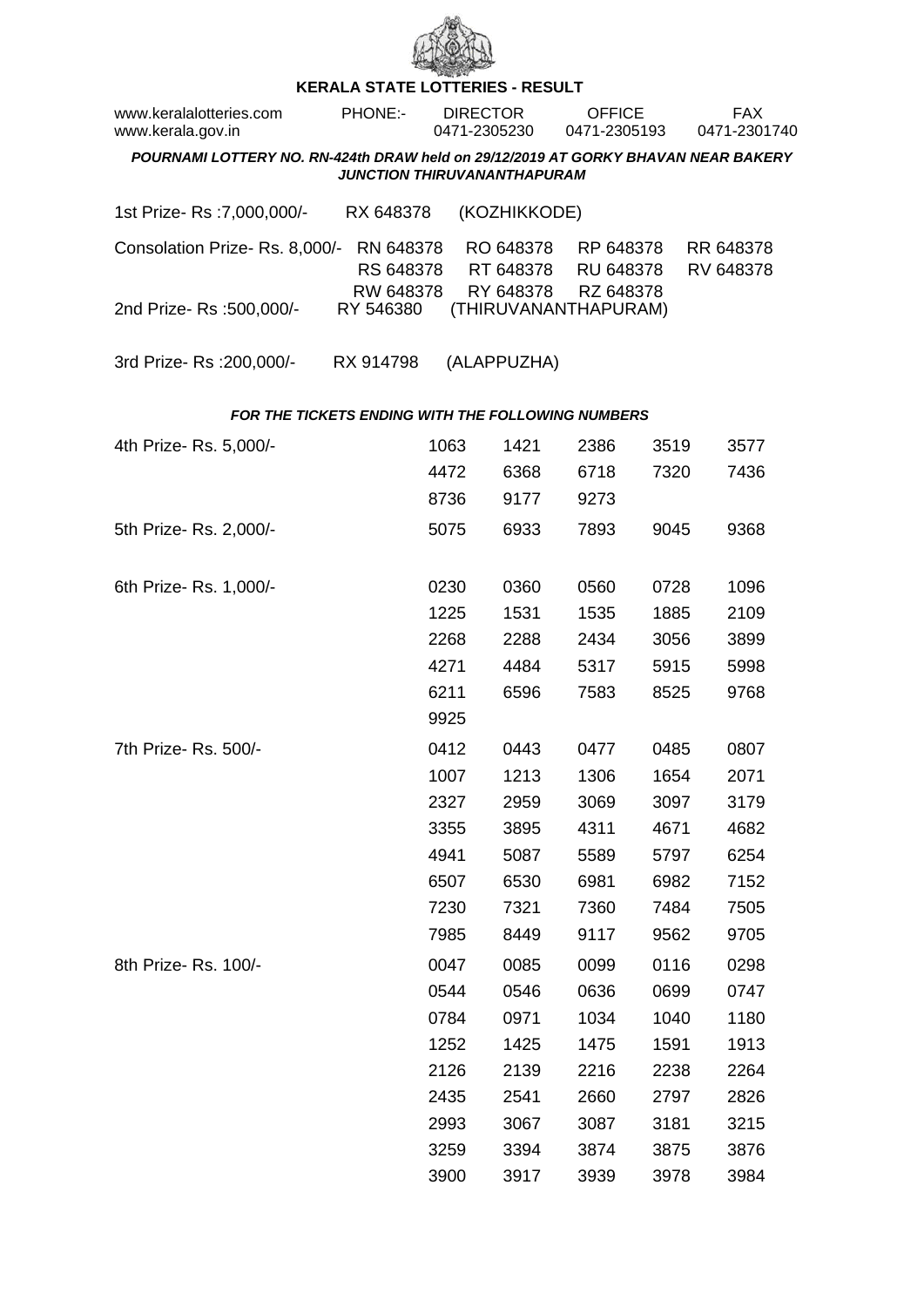# KERALA STATE LOTTERIES - RESULT

www.keralalotteries.com PHONE:- DIRECTOR 0471-2305230 OFFICE 0471-2305193 FAX 0471-2301740
www.kerala.gov.in

***POURNAMI LOTTERY NO. RN-424th DRAW held on 29/12/2019 AT GORKY BHAVAN NEAR BAKERY JUNCTION THIRUVANANTHAPURAM***

1st Prize- Rs :7,000,000/- RX 648378 (KOZHIKKODE)

Consolation Prize- Rs. 8,000/- RN 648378 RO 648378 RP 648378 RR 648378 RS 648378 RT 648378 RU 648378 RV 648378 RW 648378 RY 648378 RZ 648378

2nd Prize- Rs :500,000/- RY 546380 (THIRUVANANTHAPURAM)

3rd Prize- Rs :200,000/- RX 914798 (ALAPPUZHA)

***FOR THE TICKETS ENDING WITH THE FOLLOWING NUMBERS***

4th Prize- Rs. 5,000/-

1063 1421 2386 3519 3577 4472 6368 6718 7320 7436 8736 9177 9273

5th Prize- Rs. 2,000/-

5075 6933 7893 9045 9368

6th Prize- Rs. 1,000/-

0230 0360 0560 0728 1096 1225 1531 1535 1885 2109 2268 2288 2434 3056 3899 4271 4484 5317 5915 5998 6211 6596 7583 8525 9768 9925

7th Prize- Rs. 500/-

0412 0443 0477 0485 0807 1007 1213 1306 1654 2071 2327 2959 3069 3097 3179 3355 3895 4311 4671 4682 4941 5087 5589 5797 6254 6507 6530 6981 6982 7152 7230 7321 7360 7484 7505 7985 8449 9117 9562 9705

8th Prize- Rs. 100/-

0047 0085 0099 0116 0298 0544 0546 0636 0699 0747 0784 0971 1034 1040 1180 1252 1425 1475 1591 1913 2126 2139 2216 2238 2264 2435 2541 2660 2797 2826 2993 3067 3087 3181 3215 3259 3394 3874 3875 3876 3900 3917 3939 3978 3984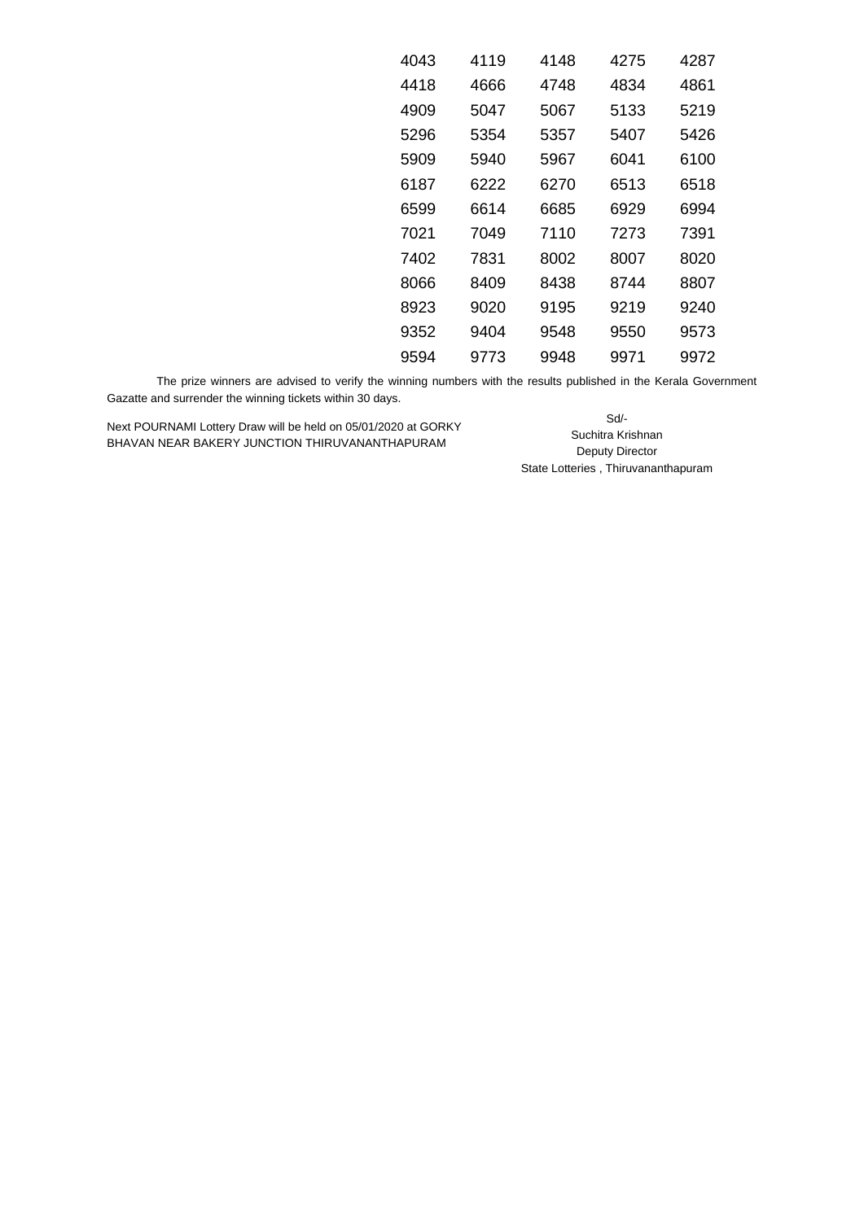| | | | | |
|---|---|---|---|---|
| 4043 | 4119 | 4148 | 4275 | 4287 |
| 4418 | 4666 | 4748 | 4834 | 4861 |
| 4909 | 5047 | 5067 | 5133 | 5219 |
| 5296 | 5354 | 5357 | 5407 | 5426 |
| 5909 | 5940 | 5967 | 6041 | 6100 |
| 6187 | 6222 | 6270 | 6513 | 6518 |
| 6599 | 6614 | 6685 | 6929 | 6994 |
| 7021 | 7049 | 7110 | 7273 | 7391 |
| 7402 | 7831 | 8002 | 8007 | 8020 |
| 8066 | 8409 | 8438 | 8744 | 8807 |
| 8923 | 9020 | 9195 | 9219 | 9240 |
| 9352 | 9404 | 9548 | 9550 | 9573 |
| 9594 | 9773 | 9948 | 9971 | 9972 |

The prize winners are advised to verify the winning numbers with the results published in the Kerala Government Gazatte and surrender the winning tickets within 30 days.

Next POURNAMI Lottery Draw will be held on 05/01/2020 at GORKY BHAVAN NEAR BAKERY JUNCTION THIRUVANANTHAPURAM

Sd/-
Suchitra Krishnan
Deputy Director
State Lotteries , Thiruvananthapuram